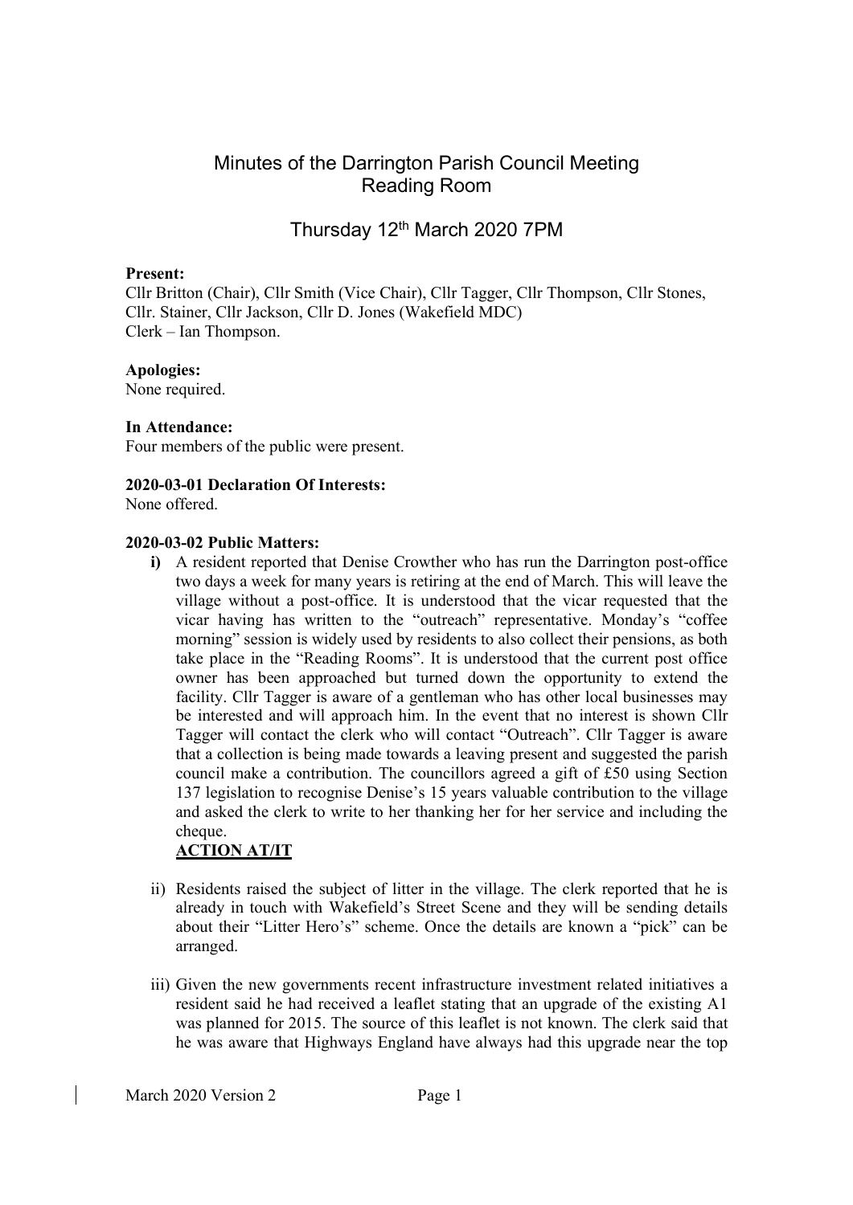# Minutes of the Darrington Parish Council Meeting
## Reading Room

## Thursday 12th March 2020 7PM

**Present:**
Cllr Britton (Chair), Cllr Smith (Vice Chair), Cllr Tagger, Cllr Thompson, Cllr Stones, Cllr. Stainer, Cllr Jackson, Cllr D. Jones (Wakefield MDC)
Clerk – Ian Thompson.

**Apologies:**
None required.

**In Attendance:**
Four members of the public were present.

**2020-03-01 Declaration Of Interests:**
None offered.

**2020-03-02 Public Matters:**

**i)** A resident reported that Denise Crowther who has run the Darrington post-office two days a week for many years is retiring at the end of March. This will leave the village without a post-office. It is understood that the vicar requested that the vicar having has written to the "outreach" representative. Monday's "coffee morning" session is widely used by residents to also collect their pensions, as both take place in the "Reading Rooms". It is understood that the current post office owner has been approached but turned down the opportunity to extend the facility. Cllr Tagger is aware of a gentleman who has other local businesses may be interested and will approach him. In the event that no interest is shown Cllr Tagger will contact the clerk who will contact "Outreach". Cllr Tagger is aware that a collection is being made towards a leaving present and suggested the parish council make a contribution. The councillors agreed a gift of £50 using Section 137 legislation to recognise Denise's 15 years valuable contribution to the village and asked the clerk to write to her thanking her for her service and including the cheque.

**ACTION AT/IT**

ii) Residents raised the subject of litter in the village. The clerk reported that he is already in touch with Wakefield's Street Scene and they will be sending details about their "Litter Hero's" scheme. Once the details are known a "pick" can be arranged.

iii) Given the new governments recent infrastructure investment related initiatives a resident said he had received a leaflet stating that an upgrade of the existing A1 was planned for 2015. The source of this leaflet is not known. The clerk said that he was aware that Highways England have always had this upgrade near the top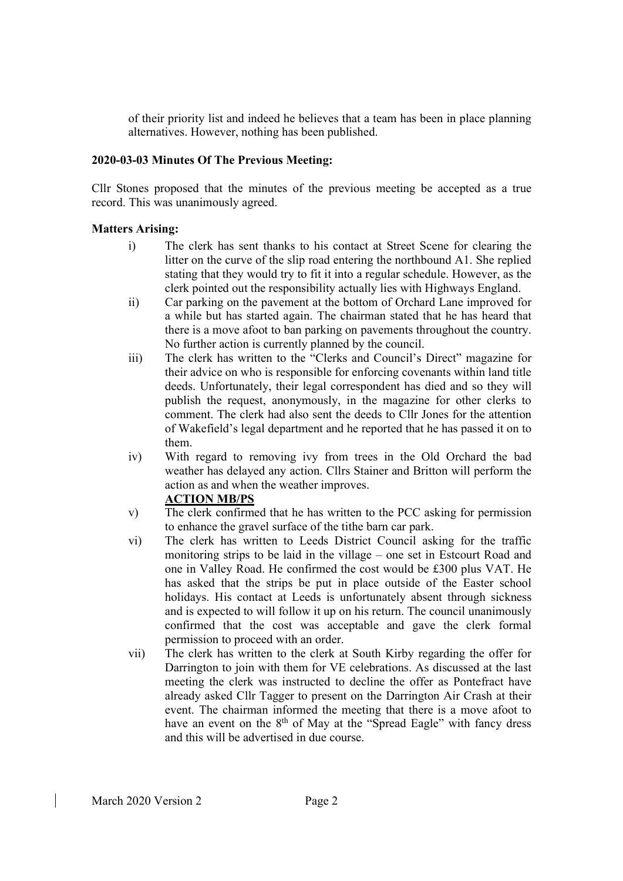of their priority list and indeed he believes that a team has been in place planning alternatives. However, nothing has been published.

**2020-03-03 Minutes Of The Previous Meeting:**

Cllr Stones proposed that the minutes of the previous meeting be accepted as a true record. This was unanimously agreed.

**Matters Arising:**

i) The clerk has sent thanks to his contact at Street Scene for clearing the litter on the curve of the slip road entering the northbound A1. She replied stating that they would try to fit it into a regular schedule. However, as the clerk pointed out the responsibility actually lies with Highways England.

ii) Car parking on the pavement at the bottom of Orchard Lane improved for a while but has started again. The chairman stated that he has heard that there is a move afoot to ban parking on pavements throughout the country. No further action is currently planned by the council.

iii) The clerk has written to the "Clerks and Council's Direct" magazine for their advice on who is responsible for enforcing covenants within land title deeds. Unfortunately, their legal correspondent has died and so they will publish the request, anonymously, in the magazine for other clerks to comment. The clerk had also sent the deeds to Cllr Jones for the attention of Wakefield's legal department and he reported that he has passed it on to them.

iv) With regard to removing ivy from trees in the Old Orchard the bad weather has delayed any action. Cllrs Stainer and Britton will perform the action as and when the weather improves.
**ACTION MB/PS**

v) The clerk confirmed that he has written to the PCC asking for permission to enhance the gravel surface of the tithe barn car park.

vi) The clerk has written to Leeds District Council asking for the traffic monitoring strips to be laid in the village – one set in Estcourt Road and one in Valley Road. He confirmed the cost would be £300 plus VAT. He has asked that the strips be put in place outside of the Easter school holidays. His contact at Leeds is unfortunately absent through sickness and is expected to will follow it up on his return. The council unanimously confirmed that the cost was acceptable and gave the clerk formal permission to proceed with an order.

vii) The clerk has written to the clerk at South Kirby regarding the offer for Darrington to join with them for VE celebrations. As discussed at the last meeting the clerk was instructed to decline the offer as Pontefract have already asked Cllr Tagger to present on the Darrington Air Crash at their event. The chairman informed the meeting that there is a move afoot to have an event on the 8th of May at the "Spread Eagle" with fancy dress and this will be advertised in due course.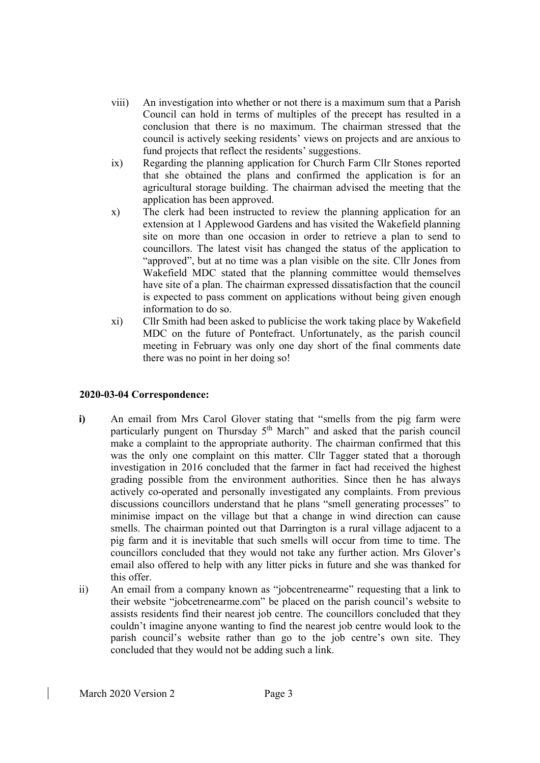viii) An investigation into whether or not there is a maximum sum that a Parish Council can hold in terms of multiples of the precept has resulted in a conclusion that there is no maximum. The chairman stressed that the council is actively seeking residents' views on projects and are anxious to fund projects that reflect the residents' suggestions.

ix) Regarding the planning application for Church Farm Cllr Stones reported that she obtained the plans and confirmed the application is for an agricultural storage building. The chairman advised the meeting that the application has been approved.

x) The clerk had been instructed to review the planning application for an extension at 1 Applewood Gardens and has visited the Wakefield planning site on more than one occasion in order to retrieve a plan to send to councillors. The latest visit has changed the status of the application to "approved", but at no time was a plan visible on the site. Cllr Jones from Wakefield MDC stated that the planning committee would themselves have site of a plan. The chairman expressed dissatisfaction that the council is expected to pass comment on applications without being given enough information to do so.

xi) Cllr Smith had been asked to publicise the work taking place by Wakefield MDC on the future of Pontefract. Unfortunately, as the parish council meeting in February was only one day short of the final comments date there was no point in her doing so!

**2020-03-04 Correspondence:**

**i)** An email from Mrs Carol Glover stating that "smells from the pig farm were particularly pungent on Thursday 5th March" and asked that the parish council make a complaint to the appropriate authority. The chairman confirmed that this was the only one complaint on this matter. Cllr Tagger stated that a thorough investigation in 2016 concluded that the farmer in fact had received the highest grading possible from the environment authorities. Since then he has always actively co-operated and personally investigated any complaints. From previous discussions councillors understand that he plans "smell generating processes" to minimise impact on the village but that a change in wind direction can cause smells. The chairman pointed out that Darrington is a rural village adjacent to a pig farm and it is inevitable that such smells will occur from time to time. The councillors concluded that they would not take any further action. Mrs Glover's email also offered to help with any litter picks in future and she was thanked for this offer.

ii) An email from a company known as "jobcentrenearme" requesting that a link to their website "jobcetrenearme.com" be placed on the parish council's website to assists residents find their nearest job centre. The councillors concluded that they couldn't imagine anyone wanting to find the nearest job centre would look to the parish council's website rather than go to the job centre's own site. They concluded that they would not be adding such a link.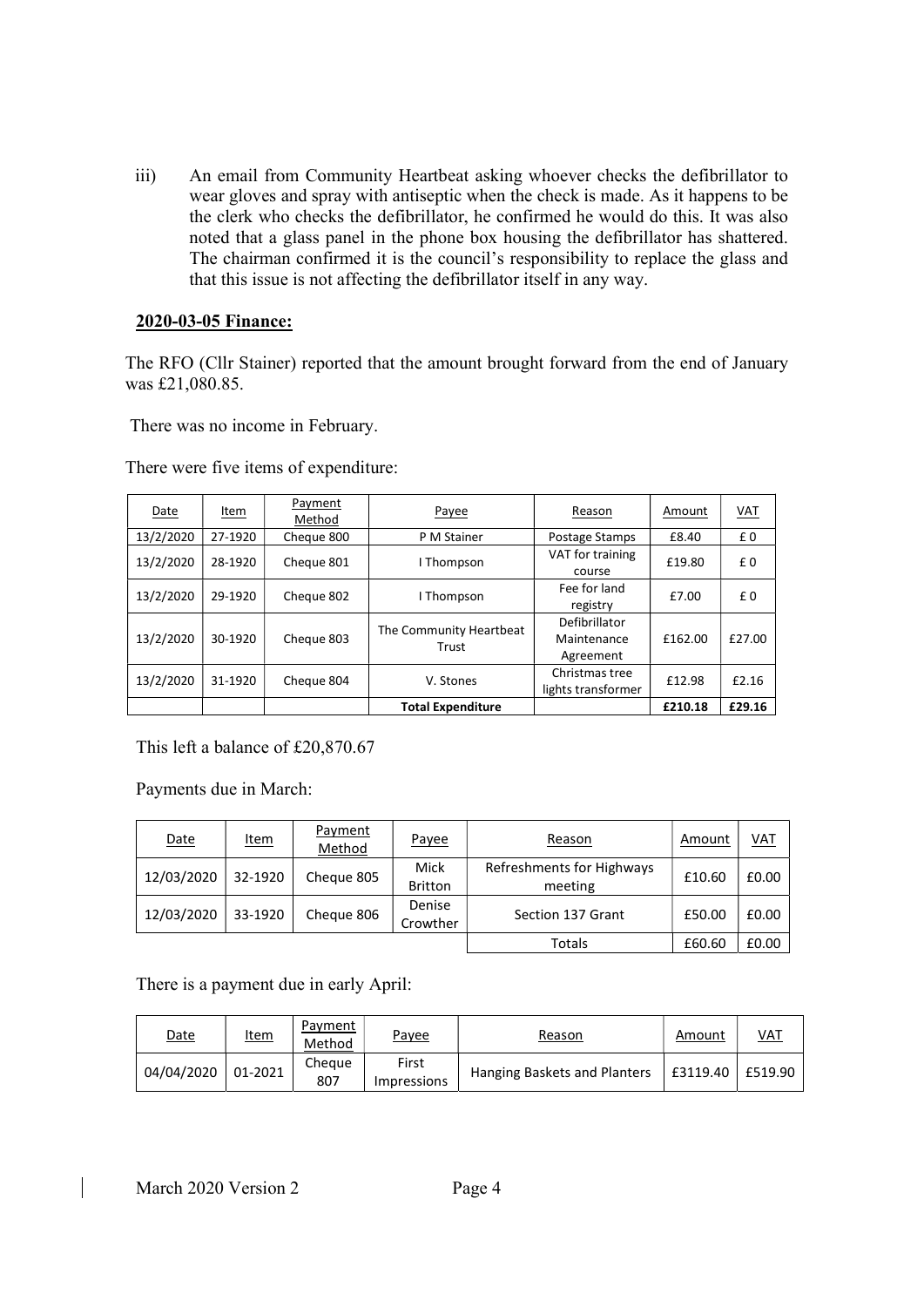iii) An email from Community Heartbeat asking whoever checks the defibrillator to wear gloves and spray with antiseptic when the check is made. As it happens to be the clerk who checks the defibrillator, he confirmed he would do this. It was also noted that a glass panel in the phone box housing the defibrillator has shattered. The chairman confirmed it is the council's responsibility to replace the glass and that this issue is not affecting the defibrillator itself in any way.

**2020-03-05 Finance:**

The RFO (Cllr Stainer) reported that the amount brought forward from the end of January was £21,080.85.

There was no income in February.

There were five items of expenditure:

| Date | Item | Payment Method | Payee | Reason | Amount | VAT |
|---|---|---|---|---|---|---|
| 13/2/2020 | 27-1920 | Cheque 800 | P M Stainer | Postage Stamps | £8.40 | £ 0 |
| 13/2/2020 | 28-1920 | Cheque 801 | I Thompson | VAT for training course | £19.80 | £ 0 |
| 13/2/2020 | 29-1920 | Cheque 802 | I Thompson | Fee for land registry | £7.00 | £ 0 |
| 13/2/2020 | 30-1920 | Cheque 803 | The Community Heartbeat Trust | Defibrillator Maintenance Agreement | £162.00 | £27.00 |
| 13/2/2020 | 31-1920 | Cheque 804 | V. Stones | Christmas tree lights transformer | £12.98 | £2.16 |
| | | | **Total Expenditure** | | **£210.18** | **£29.16** |

This left a balance of £20,870.67

Payments due in March:

| Date | Item | Payment Method | Payee | Reason | Amount | VAT |
|---|---|---|---|---|---|---|
| 12/03/2020 | 32-1920 | Cheque 805 | Mick Britton | Refreshments for Highways meeting | £10.60 | £0.00 |
| 12/03/2020 | 33-1920 | Cheque 806 | Denise Crowther | Section 137 Grant | £50.00 | £0.00 |
| | | | | Totals | £60.60 | £0.00 |

There is a payment due in early April:

| Date | Item | Payment Method | Payee | Reason | Amount | VAT |
|---|---|---|---|---|---|---|
| 04/04/2020 | 01-2021 | Cheque 807 | First Impressions | Hanging Baskets and Planters | £3119.40 | £519.90 |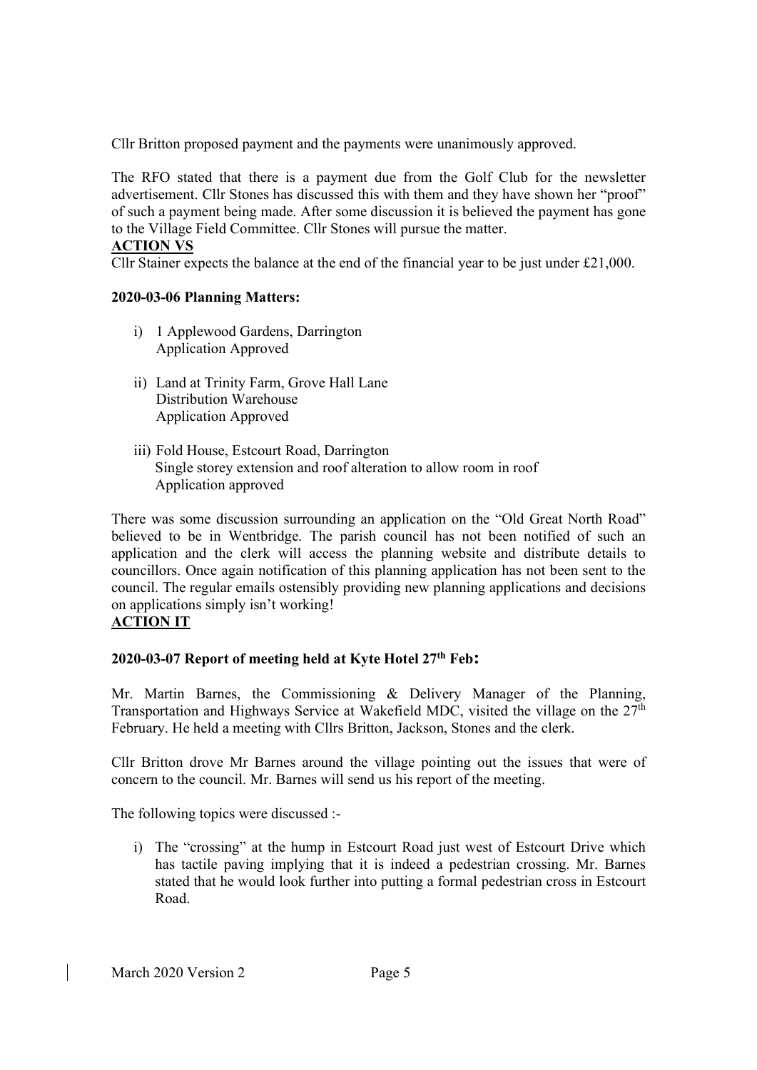Cllr Britton proposed payment and the payments were unanimously approved.

The RFO stated that there is a payment due from the Golf Club for the newsletter advertisement. Cllr Stones has discussed this with them and they have shown her "proof" of such a payment being made. After some discussion it is believed the payment has gone to the Village Field Committee. Cllr Stones will pursue the matter.

**ACTION VS**

Cllr Stainer expects the balance at the end of the financial year to be just under £21,000.

**2020-03-06 Planning Matters:**

i) 1 Applewood Gardens, Darrington
   Application Approved

ii) Land at Trinity Farm, Grove Hall Lane
   Distribution Warehouse
   Application Approved

iii) Fold House, Estcourt Road, Darrington
   Single storey extension and roof alteration to allow room in roof
   Application approved

There was some discussion surrounding an application on the "Old Great North Road" believed to be in Wentbridge. The parish council has not been notified of such an application and the clerk will access the planning website and distribute details to councillors. Once again notification of this planning application has not been sent to the council. The regular emails ostensibly providing new planning applications and decisions on applications simply isn't working!

**ACTION IT**

**2020-03-07 Report of meeting held at Kyte Hotel 27th Feb:**

Mr. Martin Barnes, the Commissioning & Delivery Manager of the Planning, Transportation and Highways Service at Wakefield MDC, visited the village on the 27th February. He held a meeting with Cllrs Britton, Jackson, Stones and the clerk.

Cllr Britton drove Mr Barnes around the village pointing out the issues that were of concern to the council. Mr. Barnes will send us his report of the meeting.

The following topics were discussed :-

i) The "crossing" at the hump in Estcourt Road just west of Estcourt Drive which has tactile paving implying that it is indeed a pedestrian crossing. Mr. Barnes stated that he would look further into putting a formal pedestrian cross in Estcourt Road.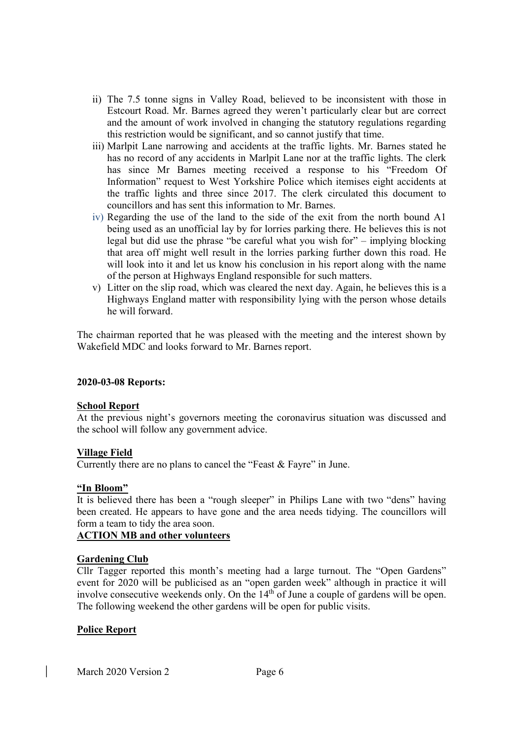ii) The 7.5 tonne signs in Valley Road, believed to be inconsistent with those in Estcourt Road. Mr. Barnes agreed they weren't particularly clear but are correct and the amount of work involved in changing the statutory regulations regarding this restriction would be significant, and so cannot justify that time.

iii) Marlpit Lane narrowing and accidents at the traffic lights. Mr. Barnes stated he has no record of any accidents in Marlpit Lane nor at the traffic lights. The clerk has since Mr Barnes meeting received a response to his "Freedom Of Information" request to West Yorkshire Police which itemises eight accidents at the traffic lights and three since 2017. The clerk circulated this document to councillors and has sent this information to Mr. Barnes.

iv) Regarding the use of the land to the side of the exit from the north bound A1 being used as an unofficial lay by for lorries parking there. He believes this is not legal but did use the phrase "be careful what you wish for" – implying blocking that area off might well result in the lorries parking further down this road. He will look into it and let us know his conclusion in his report along with the name of the person at Highways England responsible for such matters.

v) Litter on the slip road, which was cleared the next day. Again, he believes this is a Highways England matter with responsibility lying with the person whose details he will forward.

The chairman reported that he was pleased with the meeting and the interest shown by Wakefield MDC and looks forward to Mr. Barnes report.

**2020-03-08 Reports:**

**School Report**

At the previous night's governors meeting the coronavirus situation was discussed and the school will follow any government advice.

**Village Field**

Currently there are no plans to cancel the "Feast & Fayre" in June.

**"In Bloom"**

It is believed there has been a "rough sleeper" in Philips Lane with two "dens" having been created. He appears to have gone and the area needs tidying. The councillors will form a team to tidy the area soon.

**ACTION MB and other volunteers**

**Gardening Club**

Cllr Tagger reported this month's meeting had a large turnout. The "Open Gardens" event for 2020 will be publicised as an "open garden week" although in practice it will involve consecutive weekends only. On the 14th of June a couple of gardens will be open. The following weekend the other gardens will be open for public visits.

**Police Report**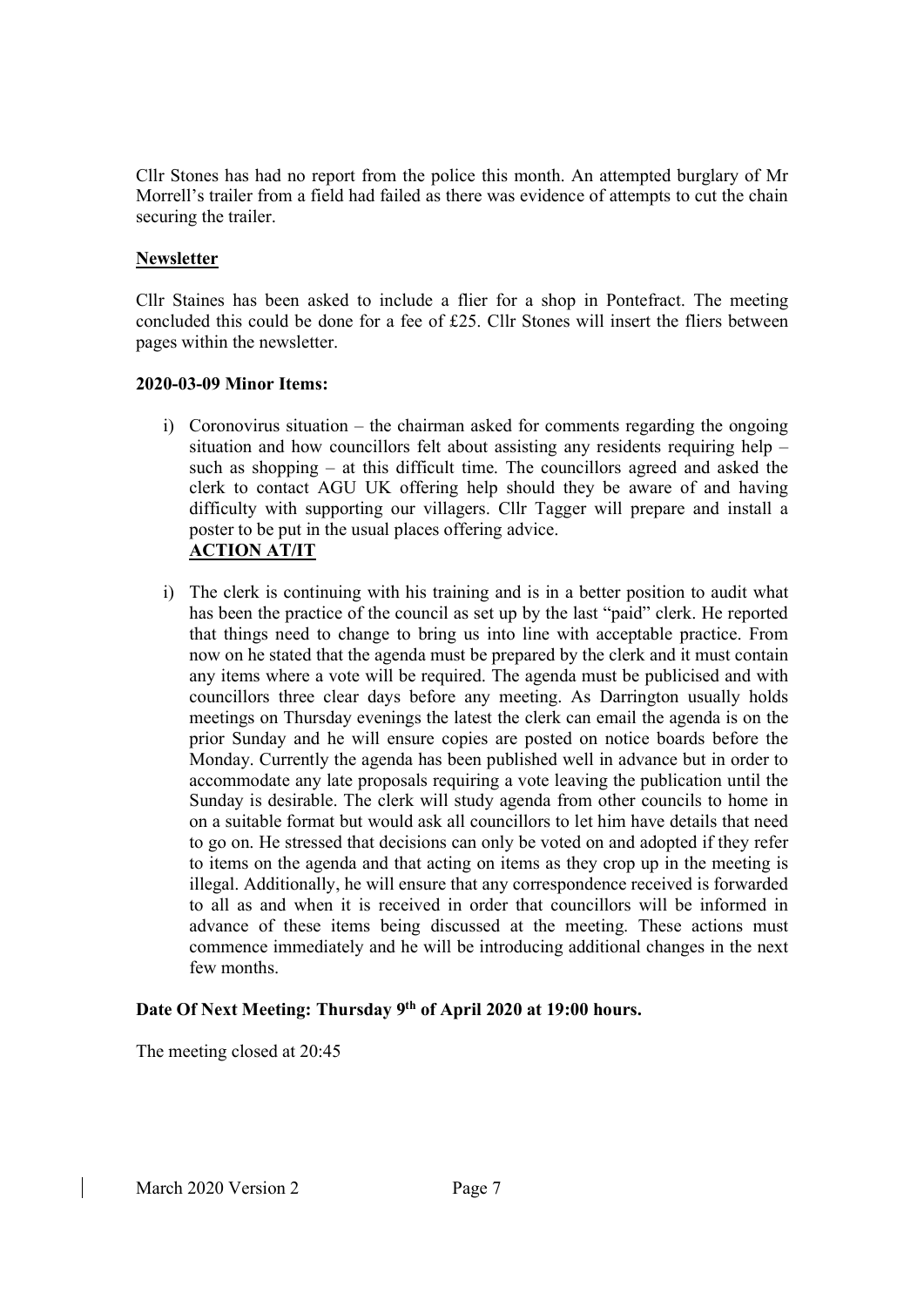Cllr Stones has had no report from the police this month. An attempted burglary of Mr Morrell's trailer from a field had failed as there was evidence of attempts to cut the chain securing the trailer.

**Newsletter**

Cllr Staines has been asked to include a flier for a shop in Pontefract. The meeting concluded this could be done for a fee of £25. Cllr Stones will insert the fliers between pages within the newsletter.

**2020-03-09 Minor Items:**

i) Coronovirus situation – the chairman asked for comments regarding the ongoing situation and how councillors felt about assisting any residents requiring help – such as shopping – at this difficult time. The councillors agreed and asked the clerk to contact AGU UK offering help should they be aware of and having difficulty with supporting our villagers. Cllr Tagger will prepare and install a poster to be put in the usual places offering advice.
   **ACTION AT/IT**

i) The clerk is continuing with his training and is in a better position to audit what has been the practice of the council as set up by the last "paid" clerk. He reported that things need to change to bring us into line with acceptable practice. From now on he stated that the agenda must be prepared by the clerk and it must contain any items where a vote will be required. The agenda must be publicised and with councillors three clear days before any meeting. As Darrington usually holds meetings on Thursday evenings the latest the clerk can email the agenda is on the prior Sunday and he will ensure copies are posted on notice boards before the Monday. Currently the agenda has been published well in advance but in order to accommodate any late proposals requiring a vote leaving the publication until the Sunday is desirable. The clerk will study agenda from other councils to home in on a suitable format but would ask all councillors to let him have details that need to go on. He stressed that decisions can only be voted on and adopted if they refer to items on the agenda and that acting on items as they crop up in the meeting is illegal. Additionally, he will ensure that any correspondence received is forwarded to all as and when it is received in order that councillors will be informed in advance of these items being discussed at the meeting. These actions must commence immediately and he will be introducing additional changes in the next few months.

**Date Of Next Meeting: Thursday 9th of April 2020 at 19:00 hours.**

The meeting closed at 20:45

March 2020 Version 2